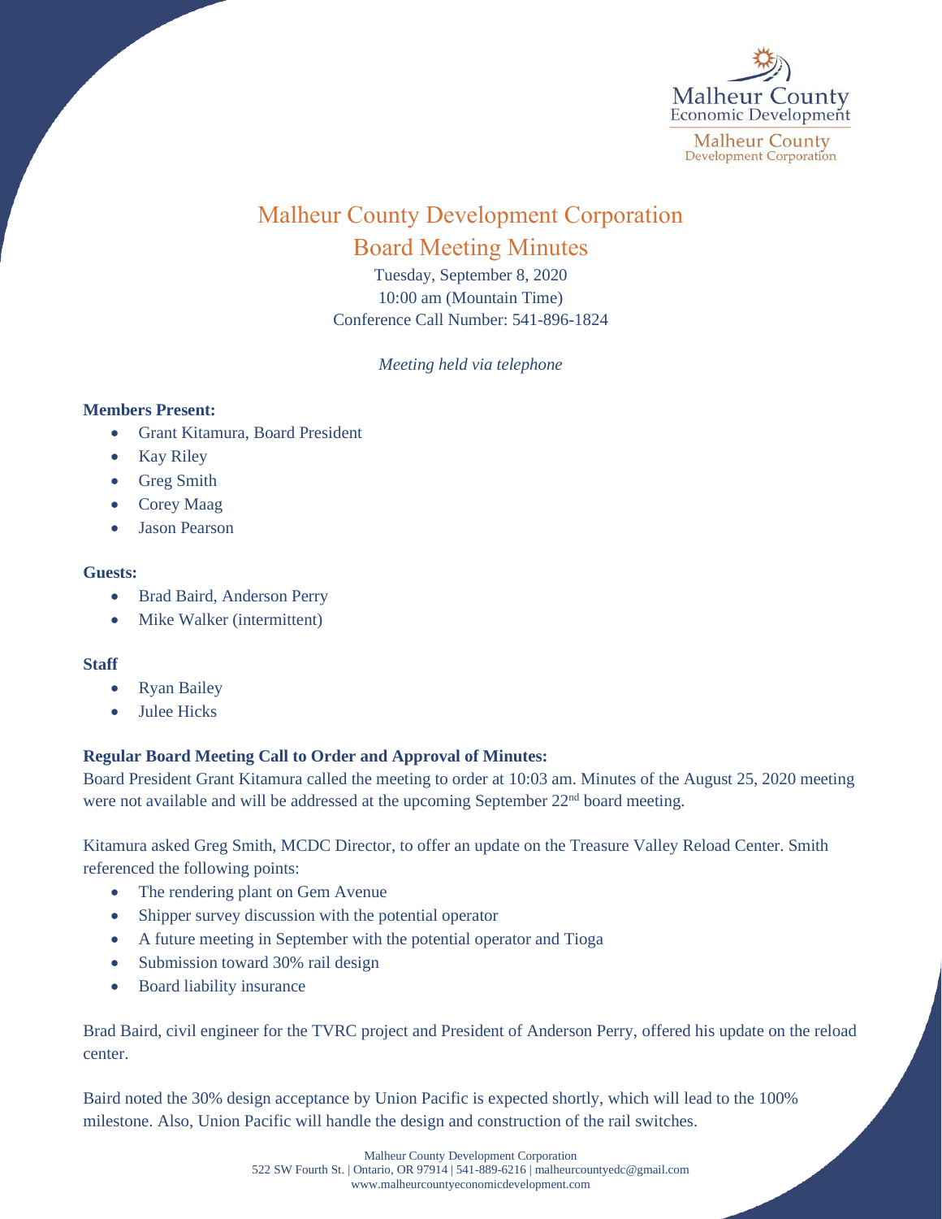Malheur County
Economic Development
Malheur County
Development Corporation

# Malheur County Development Corporation

## Board Meeting Minutes

Tuesday, September 8, 2020
10:00 am (Mountain Time)
Conference Call Number: 541-896-1824

*Meeting held via telephone*

**Members Present:**

- Grant Kitamura, Board President
- Kay Riley
- Greg Smith
- Corey Maag
- Jason Pearson

**Guests:**

- Brad Baird, Anderson Perry
- Mike Walker (intermittent)

**Staff**

- Ryan Bailey
- Julee Hicks

**Regular Board Meeting Call to Order and Approval of Minutes:**

Board President Grant Kitamura called the meeting to order at 10:03 am. Minutes of the August 25, 2020 meeting were not available and will be addressed at the upcoming September 22nd board meeting.

Kitamura asked Greg Smith, MCDC Director, to offer an update on the Treasure Valley Reload Center. Smith referenced the following points:

- The rendering plant on Gem Avenue
- Shipper survey discussion with the potential operator
- A future meeting in September with the potential operator and Tioga
- Submission toward 30% rail design
- Board liability insurance

Brad Baird, civil engineer for the TVRC project and President of Anderson Perry, offered his update on the reload center.

Baird noted the 30% design acceptance by Union Pacific is expected shortly, which will lead to the 100% milestone. Also, Union Pacific will handle the design and construction of the rail switches.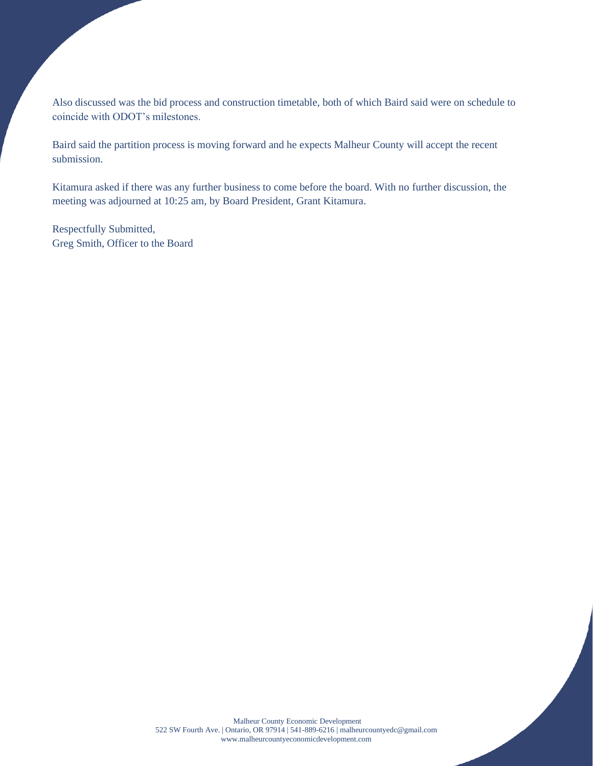Also discussed was the bid process and construction timetable, both of which Baird said were on schedule to coincide with ODOT's milestones.

Baird said the partition process is moving forward and he expects Malheur County will accept the recent submission.

Kitamura asked if there was any further business to come before the board. With no further discussion, the meeting was adjourned at 10:25 am, by Board President, Grant Kitamura.

Respectfully Submitted,
Greg Smith, Officer to the Board